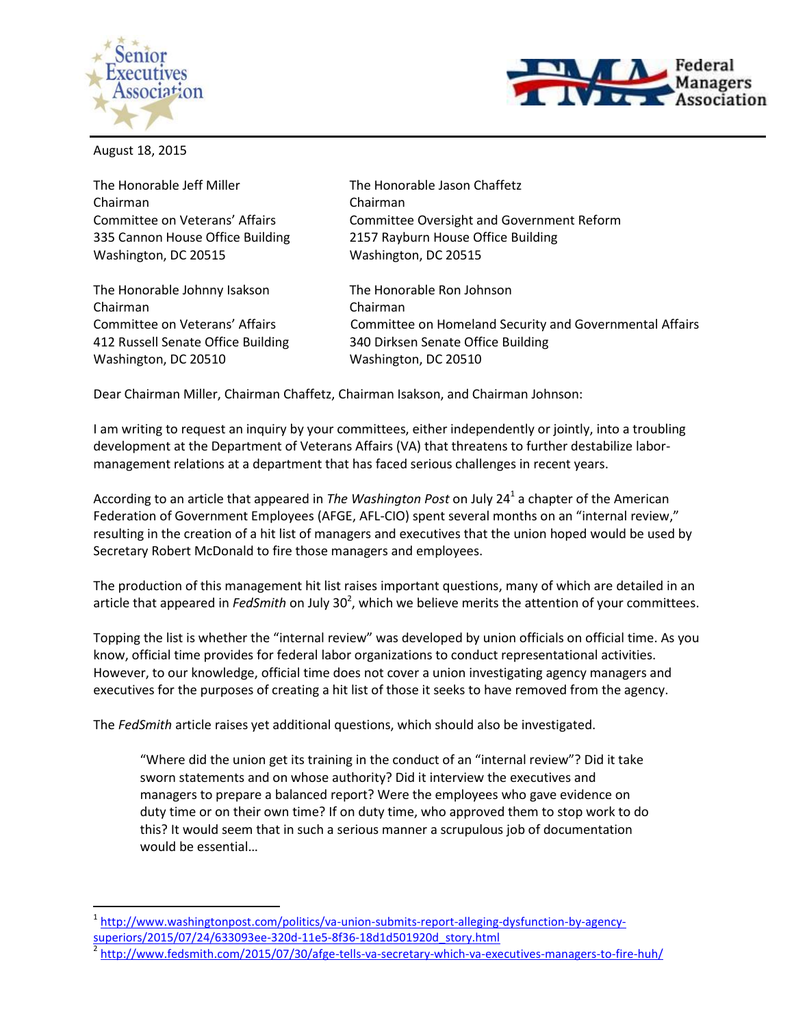Senior Executives Association

Federal Managers Association

August 18, 2015

The Honorable Jeff Miller
Chairman
Committee on Veterans' Affairs
335 Cannon House Office Building
Washington, DC 20515

The Honorable Jason Chaffetz
Chairman
Committee Oversight and Government Reform
2157 Rayburn House Office Building
Washington, DC 20515

The Honorable Johnny Isakson
Chairman
Committee on Veterans' Affairs
412 Russell Senate Office Building
Washington, DC 20510

The Honorable Ron Johnson
Chairman
Committee on Homeland Security and Governmental Affairs
340 Dirksen Senate Office Building
Washington, DC 20510

Dear Chairman Miller, Chairman Chaffetz, Chairman Isakson, and Chairman Johnson:

I am writing to request an inquiry by your committees, either independently or jointly, into a troubling development at the Department of Veterans Affairs (VA) that threatens to further destabilize labor-management relations at a department that has faced serious challenges in recent years.

According to an article that appeared in *The Washington Post* on July 24[1] a chapter of the American Federation of Government Employees (AFGE, AFL-CIO) spent several months on an "internal review," resulting in the creation of a hit list of managers and executives that the union hoped would be used by Secretary Robert McDonald to fire those managers and employees.

The production of this management hit list raises important questions, many of which are detailed in an article that appeared in *FedSmith* on July 30[2], which we believe merits the attention of your committees.

Topping the list is whether the "internal review" was developed by union officials on official time. As you know, official time provides for federal labor organizations to conduct representational activities. However, to our knowledge, official time does not cover a union investigating agency managers and executives for the purposes of creating a hit list of those it seeks to have removed from the agency.

The *FedSmith* article raises yet additional questions, which should also be investigated.

> "Where did the union get its training in the conduct of an "internal review"? Did it take sworn statements and on whose authority? Did it interview the executives and managers to prepare a balanced report? Were the employees who gave evidence on duty time or on their own time? If on duty time, who approved them to stop work to do this? It would seem that in such a serious manner a scrupulous job of documentation would be essential…

---

[1] http://www.washingtonpost.com/politics/va-union-submits-report-alleging-dysfunction-by-agency-superiors/2015/07/24/633093ee-320d-11e5-8f36-18d1d501920d_story.html

[2] http://www.fedsmith.com/2015/07/30/afge-tells-va-secretary-which-va-executives-managers-to-fire-huh/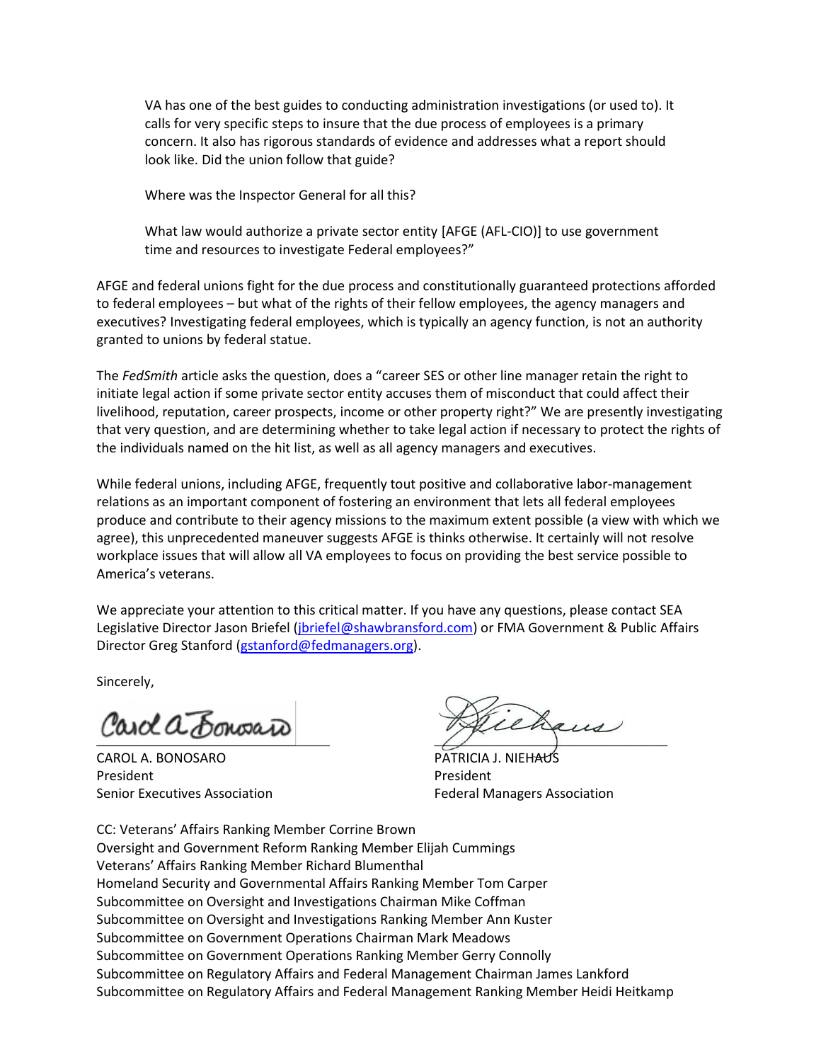> VA has one of the best guides to conducting administration investigations (or used to). It calls for very specific steps to insure that the due process of employees is a primary concern. It also has rigorous standards of evidence and addresses what a report should look like. Did the union follow that guide?
>
> Where was the Inspector General for all this?
>
> What law would authorize a private sector entity [AFGE (AFL-CIO)] to use government time and resources to investigate Federal employees?"

AFGE and federal unions fight for the due process and constitutionally guaranteed protections afforded to federal employees – but what of the rights of their fellow employees, the agency managers and executives? Investigating federal employees, which is typically an agency function, is not an authority granted to unions by federal statue.

The *FedSmith* article asks the question, does a "career SES or other line manager retain the right to initiate legal action if some private sector entity accuses them of misconduct that could affect their livelihood, reputation, career prospects, income or other property right?" We are presently investigating that very question, and are determining whether to take legal action if necessary to protect the rights of the individuals named on the hit list, as well as all agency managers and executives.

While federal unions, including AFGE, frequently tout positive and collaborative labor-management relations as an important component of fostering an environment that lets all federal employees produce and contribute to their agency missions to the maximum extent possible (a view with which we agree), this unprecedented maneuver suggests AFGE is thinks otherwise. It certainly will not resolve workplace issues that will allow all VA employees to focus on providing the best service possible to America's veterans.

We appreciate your attention to this critical matter. If you have any questions, please contact SEA Legislative Director Jason Briefel (jbriefel@shawbransford.com) or FMA Government & Public Affairs Director Greg Stanford (gstanford@fedmanagers.org).

Sincerely,

CAROL A. BONOSARO
President
Senior Executives Association

PATRICIA J. NIEHAUS
President
Federal Managers Association

CC: Veterans' Affairs Ranking Member Corrine Brown
Oversight and Government Reform Ranking Member Elijah Cummings
Veterans' Affairs Ranking Member Richard Blumenthal
Homeland Security and Governmental Affairs Ranking Member Tom Carper
Subcommittee on Oversight and Investigations Chairman Mike Coffman
Subcommittee on Oversight and Investigations Ranking Member Ann Kuster
Subcommittee on Government Operations Chairman Mark Meadows
Subcommittee on Government Operations Ranking Member Gerry Connolly
Subcommittee on Regulatory Affairs and Federal Management Chairman James Lankford
Subcommittee on Regulatory Affairs and Federal Management Ranking Member Heidi Heitkamp